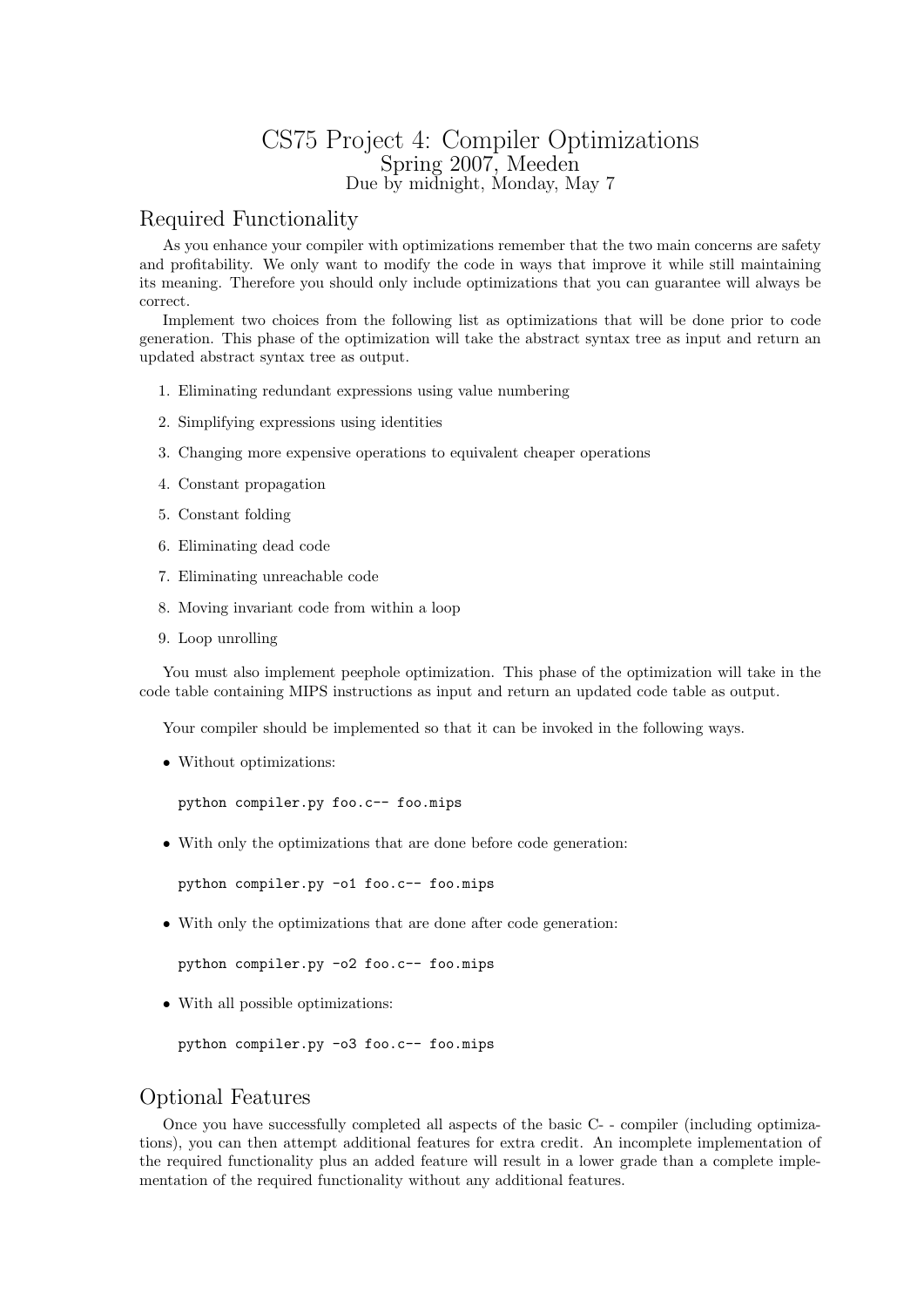# CS75 Project 4: Compiler Optimizations

Spring 2007, Meeden

Due by midnight, Monday, May 7

## Required Functionality

As you enhance your compiler with optimizations remember that the two main concerns are safety and profitability. We only want to modify the code in ways that improve it while still maintaining its meaning. Therefore you should only include optimizations that you can guarantee will always be correct.

Implement two choices from the following list as optimizations that will be done prior to code generation. This phase of the optimization will take the abstract syntax tree as input and return an updated abstract syntax tree as output.

1. Eliminating redundant expressions using value numbering
2. Simplifying expressions using identities
3. Changing more expensive operations to equivalent cheaper operations
4. Constant propagation
5. Constant folding
6. Eliminating dead code
7. Eliminating unreachable code
8. Moving invariant code from within a loop
9. Loop unrolling

You must also implement peephole optimization. This phase of the optimization will take in the code table containing MIPS instructions as input and return an updated code table as output.

Your compiler should be implemented so that it can be invoked in the following ways.

- Without optimizations:

```
python compiler.py foo.c-- foo.mips
```

- With only the optimizations that are done before code generation:

```
python compiler.py -o1 foo.c-- foo.mips
```

- With only the optimizations that are done after code generation:

```
python compiler.py -o2 foo.c-- foo.mips
```

- With all possible optimizations:

```
python compiler.py -o3 foo.c-- foo.mips
```

## Optional Features

Once you have successfully completed all aspects of the basic C- - compiler (including optimizations), you can then attempt additional features for extra credit. An incomplete implementation of the required functionality plus an added feature will result in a lower grade than a complete implementation of the required functionality without any additional features.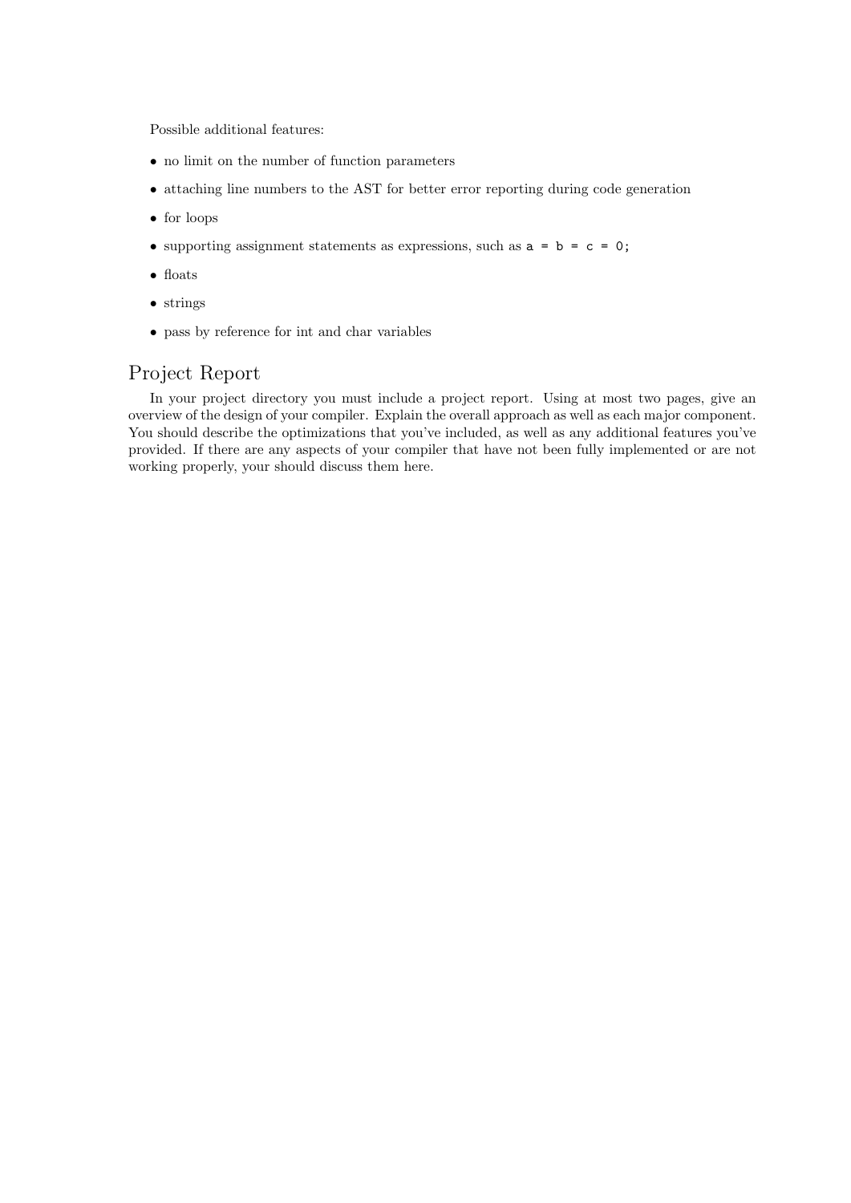Possible additional features:

- no limit on the number of function parameters
- attaching line numbers to the AST for better error reporting during code generation
- for loops
- supporting assignment statements as expressions, such as `a = b = c = 0;`
- floats
- strings
- pass by reference for int and char variables

## Project Report

In your project directory you must include a project report. Using at most two pages, give an overview of the design of your compiler. Explain the overall approach as well as each major component. You should describe the optimizations that you've included, as well as any additional features you've provided. If there are any aspects of your compiler that have not been fully implemented or are not working properly, your should discuss them here.